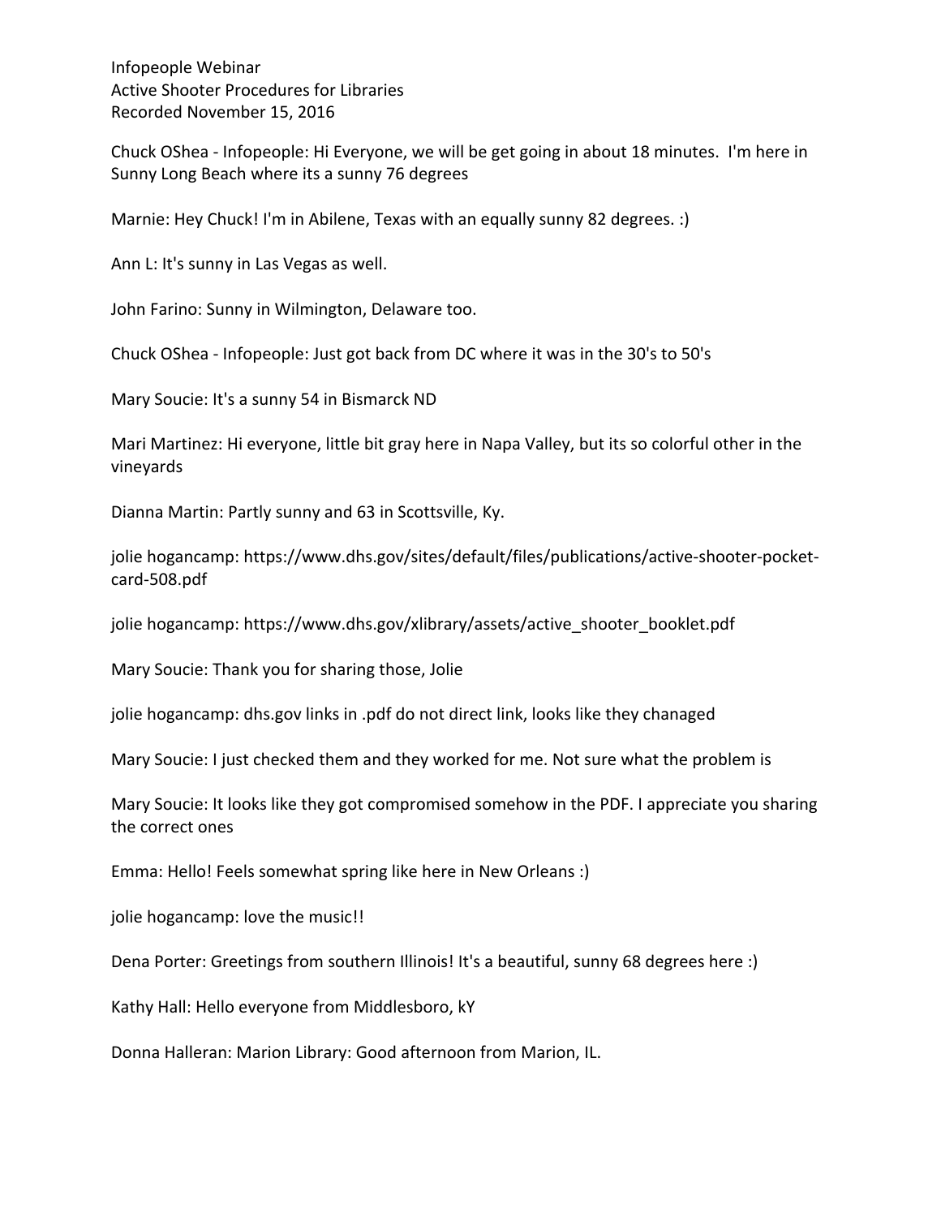Infopeople Webinar
Active Shooter Procedures for Libraries
Recorded November 15, 2016

Chuck OShea - Infopeople: Hi Everyone, we will be get going in about 18 minutes. I'm here in Sunny Long Beach where its a sunny 76 degrees

Marnie: Hey Chuck! I'm in Abilene, Texas with an equally sunny 82 degrees. :)

Ann L: It's sunny in Las Vegas as well.

John Farino: Sunny in Wilmington, Delaware too.

Chuck OShea - Infopeople: Just got back from DC where it was in the 30's to 50's

Mary Soucie: It's a sunny 54 in Bismarck ND

Mari Martinez: Hi everyone, little bit gray here in Napa Valley, but its so colorful other in the vineyards

Dianna Martin: Partly sunny and 63 in Scottsville, Ky.

jolie hogancamp: https://www.dhs.gov/sites/default/files/publications/active-shooter-pocket-card-508.pdf

jolie hogancamp: https://www.dhs.gov/xlibrary/assets/active_shooter_booklet.pdf

Mary Soucie: Thank you for sharing those, Jolie

jolie hogancamp: dhs.gov links in .pdf do not direct link, looks like they chanaged

Mary Soucie: I just checked them and they worked for me. Not sure what the problem is

Mary Soucie: It looks like they got compromised somehow in the PDF. I appreciate you sharing the correct ones

Emma: Hello! Feels somewhat spring like here in New Orleans :)

jolie hogancamp: love the music!!

Dena Porter: Greetings from southern Illinois! It's a beautiful, sunny 68 degrees here :)

Kathy Hall: Hello everyone from Middlesboro, kY

Donna Halleran: Marion Library: Good afternoon from Marion, IL.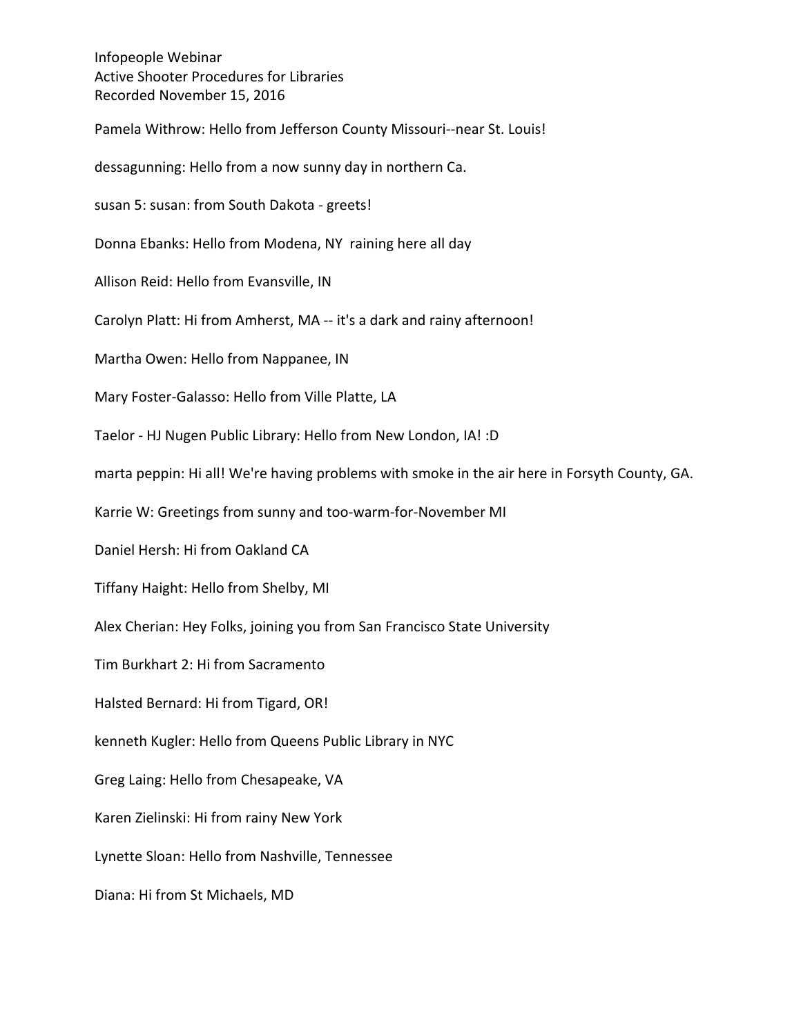Infopeople Webinar
Active Shooter Procedures for Libraries
Recorded November 15, 2016

Pamela Withrow: Hello from Jefferson County Missouri--near St. Louis!

dessagunning: Hello from a now sunny day in northern Ca.

susan 5: susan: from South Dakota - greets!

Donna Ebanks: Hello from Modena, NY  raining here all day

Allison Reid: Hello from Evansville, IN

Carolyn Platt: Hi from Amherst, MA -- it's a dark and rainy afternoon!

Martha Owen: Hello from Nappanee, IN

Mary Foster-Galasso: Hello from Ville Platte, LA

Taelor - HJ Nugen Public Library: Hello from New London, IA! :D

marta peppin: Hi all! We're having problems with smoke in the air here in Forsyth County, GA.

Karrie W: Greetings from sunny and too-warm-for-November MI

Daniel Hersh: Hi from Oakland CA

Tiffany Haight: Hello from Shelby, MI

Alex Cherian: Hey Folks, joining you from San Francisco State University

Tim Burkhart 2: Hi from Sacramento

Halsted Bernard: Hi from Tigard, OR!

kenneth Kugler: Hello from Queens Public Library in NYC

Greg Laing: Hello from Chesapeake, VA

Karen Zielinski: Hi from rainy New York

Lynette Sloan: Hello from Nashville, Tennessee

Diana: Hi from St Michaels, MD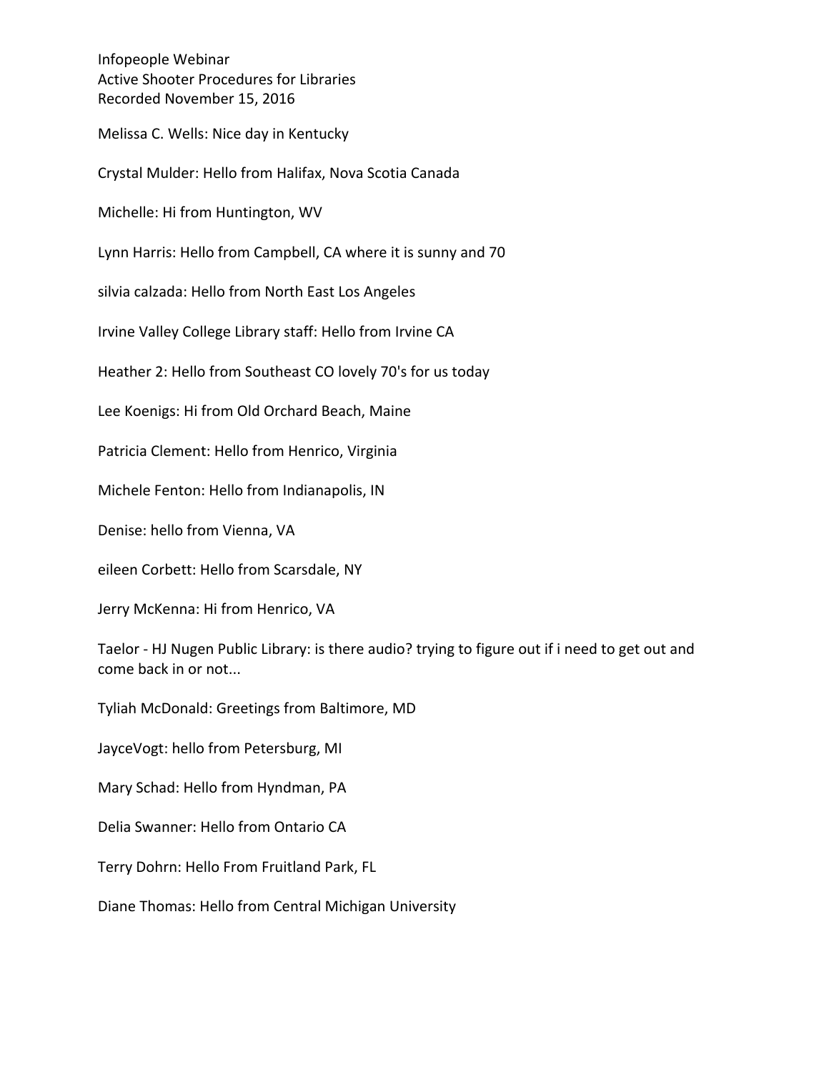Infopeople Webinar
Active Shooter Procedures for Libraries
Recorded November 15, 2016

Melissa C. Wells: Nice day in Kentucky

Crystal Mulder: Hello from Halifax, Nova Scotia Canada

Michelle: Hi from Huntington, WV

Lynn Harris: Hello from Campbell, CA where it is sunny and 70

silvia calzada: Hello from North East Los Angeles

Irvine Valley College Library staff: Hello from Irvine CA

Heather 2: Hello from Southeast CO lovely 70's for us today

Lee Koenigs: Hi from Old Orchard Beach, Maine

Patricia Clement: Hello from Henrico, Virginia

Michele Fenton: Hello from Indianapolis, IN

Denise: hello from Vienna, VA

eileen Corbett: Hello from Scarsdale, NY

Jerry McKenna: Hi from Henrico, VA

Taelor - HJ Nugen Public Library: is there audio? trying to figure out if i need to get out and come back in or not...

Tyliah McDonald: Greetings from Baltimore, MD

JayceVogt: hello from Petersburg, MI

Mary Schad: Hello from Hyndman, PA

Delia Swanner: Hello from Ontario CA

Terry Dohrn: Hello From Fruitland Park, FL

Diane Thomas: Hello from Central Michigan University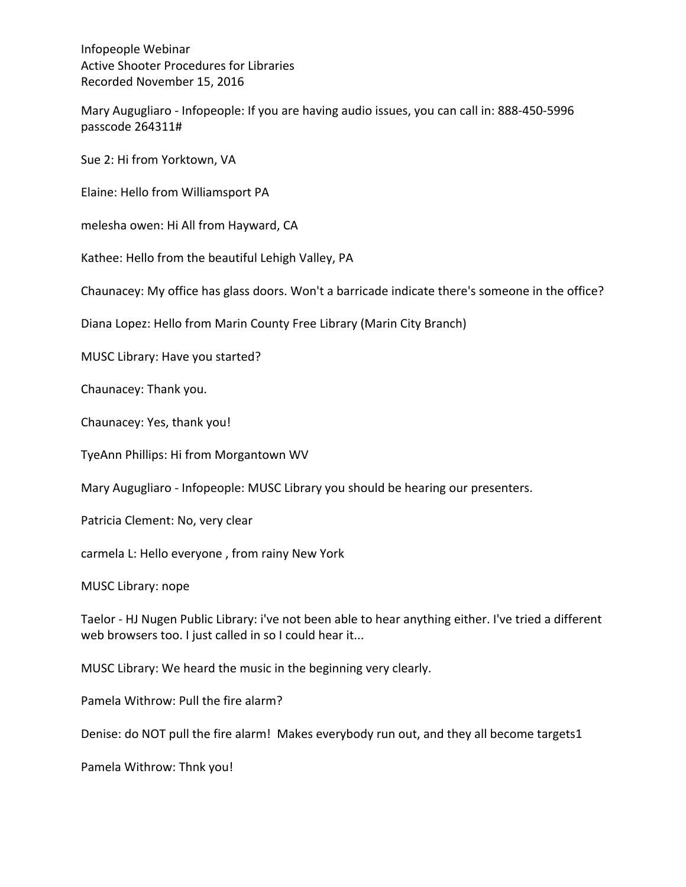Infopeople Webinar
Active Shooter Procedures for Libraries
Recorded November 15, 2016

Mary Augugliaro - Infopeople: If you are having audio issues, you can call in: 888-450-5996 passcode 264311#

Sue 2: Hi from Yorktown, VA

Elaine: Hello from Williamsport PA

melesha owen: Hi All from Hayward, CA

Kathee: Hello from the beautiful Lehigh Valley, PA

Chaunacey: My office has glass doors. Won't a barricade indicate there's someone in the office?

Diana Lopez: Hello from Marin County Free Library (Marin City Branch)

MUSC Library: Have you started?

Chaunacey: Thank you.

Chaunacey: Yes, thank you!

TyeAnn Phillips: Hi from Morgantown WV

Mary Augugliaro - Infopeople: MUSC Library you should be hearing our presenters.

Patricia Clement: No, very clear

carmela L: Hello everyone , from rainy New York

MUSC Library: nope

Taelor - HJ Nugen Public Library: i've not been able to hear anything either. I've tried a different web browsers too. I just called in so I could hear it...

MUSC Library: We heard the music in the beginning very clearly.

Pamela Withrow: Pull the fire alarm?

Denise: do NOT pull the fire alarm! Makes everybody run out, and they all become targets1

Pamela Withrow: Thnk you!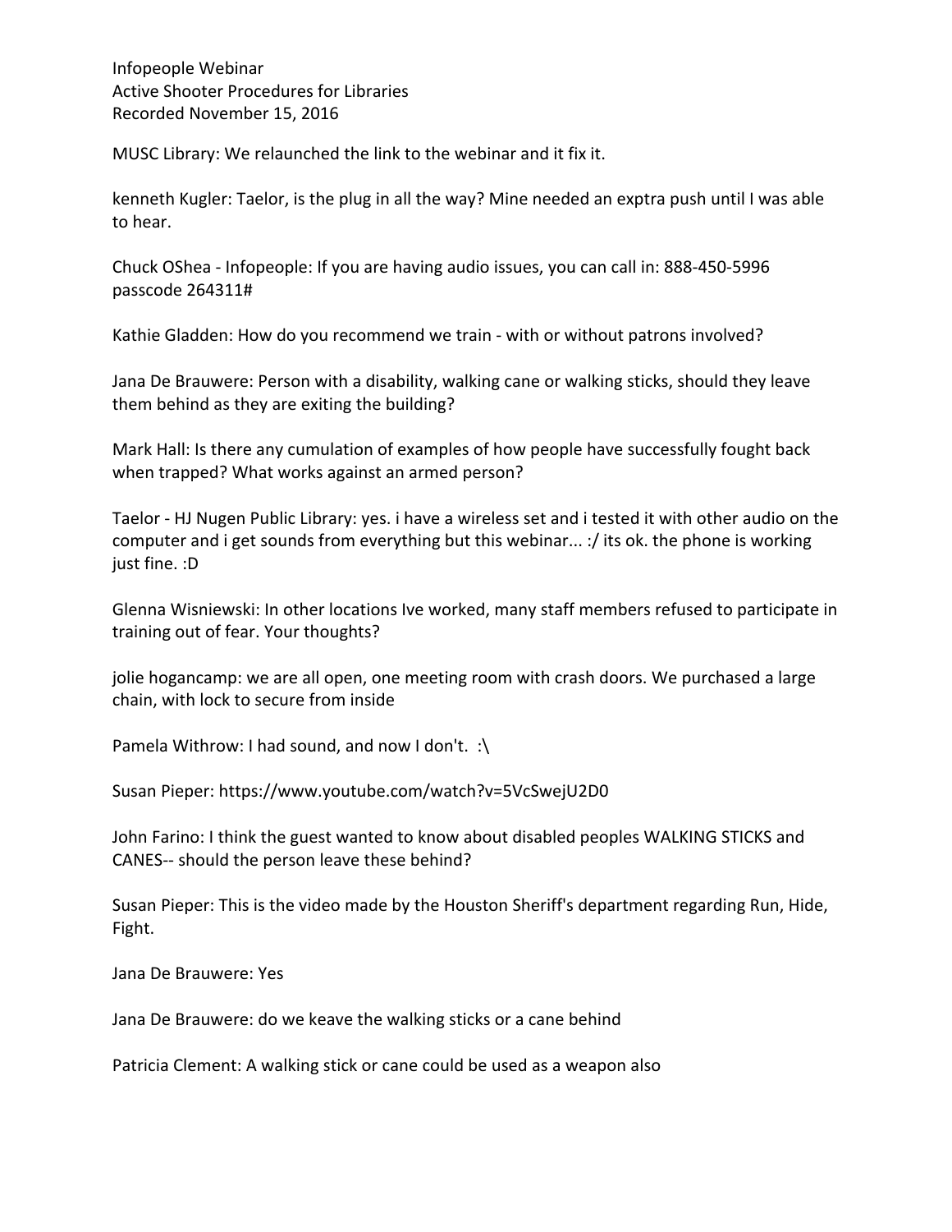Infopeople Webinar
Active Shooter Procedures for Libraries
Recorded November 15, 2016

MUSC Library: We relaunched the link to the webinar and it fix it.

kenneth Kugler: Taelor, is the plug in all the way? Mine needed an exptra push until I was able to hear.

Chuck OShea - Infopeople: If you are having audio issues, you can call in: 888-450-5996 passcode 264311#

Kathie Gladden: How do you recommend we train - with or without patrons involved?

Jana De Brauwere: Person with a disability, walking cane or walking sticks, should they leave them behind as they are exiting the building?

Mark Hall: Is there any cumulation of examples of how people have successfully fought back when trapped? What works against an armed person?

Taelor - HJ Nugen Public Library: yes. i have a wireless set and i tested it with other audio on the computer and i get sounds from everything but this webinar... :/ its ok. the phone is working just fine. :D

Glenna Wisniewski: In other locations Ive worked, many staff members refused to participate in training out of fear. Your thoughts?

jolie hogancamp: we are all open, one meeting room with crash doors. We purchased a large chain, with lock to secure from inside

Pamela Withrow: I had sound, and now I don't. :\

Susan Pieper: https://www.youtube.com/watch?v=5VcSwejU2D0

John Farino: I think the guest wanted to know about disabled peoples WALKING STICKS and CANES-- should the person leave these behind?

Susan Pieper: This is the video made by the Houston Sheriff's department regarding Run, Hide, Fight.

Jana De Brauwere: Yes

Jana De Brauwere: do we keave the walking sticks or a cane behind

Patricia Clement: A walking stick or cane could be used as a weapon also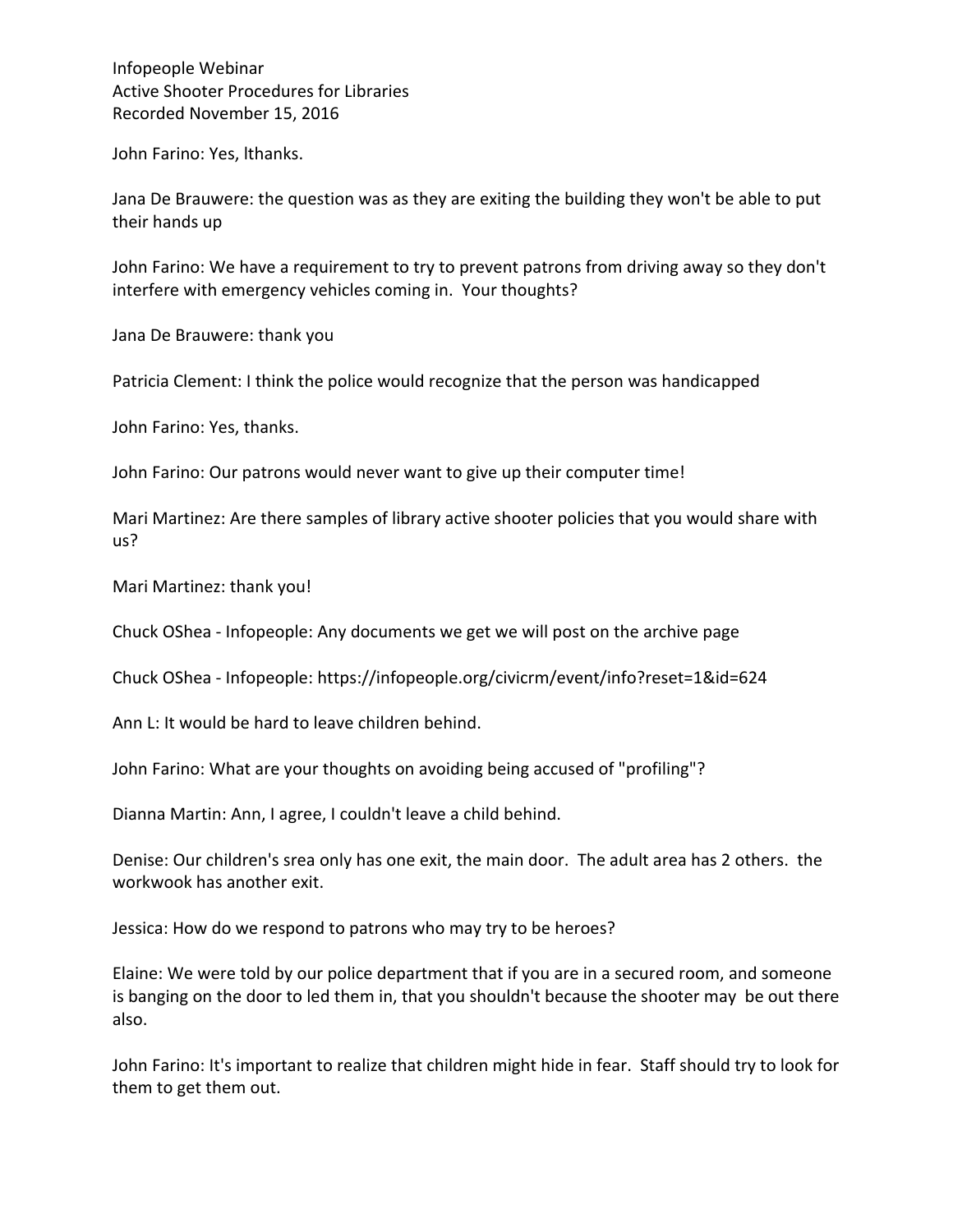Infopeople Webinar
Active Shooter Procedures for Libraries
Recorded November 15, 2016

John Farino: Yes, lthanks.

Jana De Brauwere: the question was as they are exiting the building they won't be able to put their hands up

John Farino: We have a requirement to try to prevent patrons from driving away so they don't interfere with emergency vehicles coming in.  Your thoughts?

Jana De Brauwere: thank you

Patricia Clement: I think the police would recognize that the person was handicapped

John Farino: Yes, thanks.

John Farino: Our patrons would never want to give up their computer time!

Mari Martinez: Are there samples of library active shooter policies that you would share with us?

Mari Martinez: thank you!

Chuck OShea - Infopeople: Any documents we get we will post on the archive page

Chuck OShea - Infopeople: https://infopeople.org/civicrm/event/info?reset=1&id=624

Ann L: It would be hard to leave children behind.

John Farino: What are your thoughts on avoiding being accused of "profiling"?

Dianna Martin: Ann, I agree, I couldn't leave a child behind.

Denise: Our children's srea only has one exit, the main door.  The adult area has 2 others.  the workwook has another exit.

Jessica: How do we respond to patrons who may try to be heroes?

Elaine: We were told by our police department that if you are in a secured room, and someone is banging on the door to led them in, that you shouldn't because the shooter may  be out there also.

John Farino: It's important to realize that children might hide in fear.  Staff should try to look for them to get them out.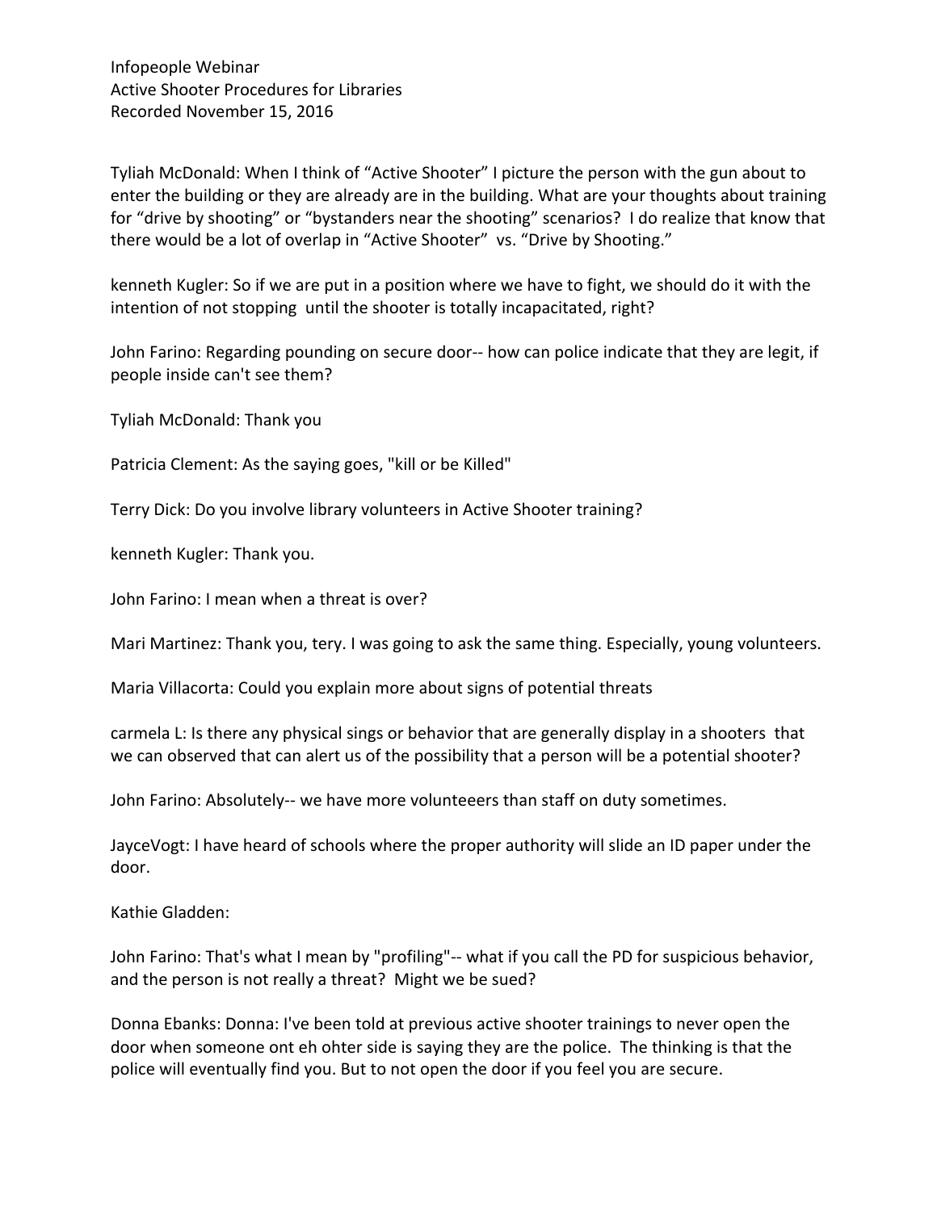Infopeople Webinar
Active Shooter Procedures for Libraries
Recorded November 15, 2016

Tyliah McDonald: When I think of "Active Shooter" I picture the person with the gun about to enter the building or they are already are in the building. What are your thoughts about training for "drive by shooting" or "bystanders near the shooting" scenarios? I do realize that know that there would be a lot of overlap in "Active Shooter" vs. "Drive by Shooting."

kenneth Kugler: So if we are put in a position where we have to fight, we should do it with the intention of not stopping until the shooter is totally incapacitated, right?

John Farino: Regarding pounding on secure door-- how can police indicate that they are legit, if people inside can't see them?

Tyliah McDonald: Thank you

Patricia Clement: As the saying goes, "kill or be Killed"

Terry Dick: Do you involve library volunteers in Active Shooter training?

kenneth Kugler: Thank you.

John Farino: I mean when a threat is over?

Mari Martinez: Thank you, tery. I was going to ask the same thing. Especially, young volunteers.

Maria Villacorta: Could you explain more about signs of potential threats

carmela L: Is there any physical sings or behavior that are generally display in a shooters that we can observed that can alert us of the possibility that a person will be a potential shooter?

John Farino: Absolutely-- we have more volunteeers than staff on duty sometimes.

JayceVogt: I have heard of schools where the proper authority will slide an ID paper under the door.

Kathie Gladden:

John Farino: That's what I mean by "profiling"-- what if you call the PD for suspicious behavior, and the person is not really a threat? Might we be sued?

Donna Ebanks: Donna: I've been told at previous active shooter trainings to never open the door when someone ont eh ohter side is saying they are the police. The thinking is that the police will eventually find you. But to not open the door if you feel you are secure.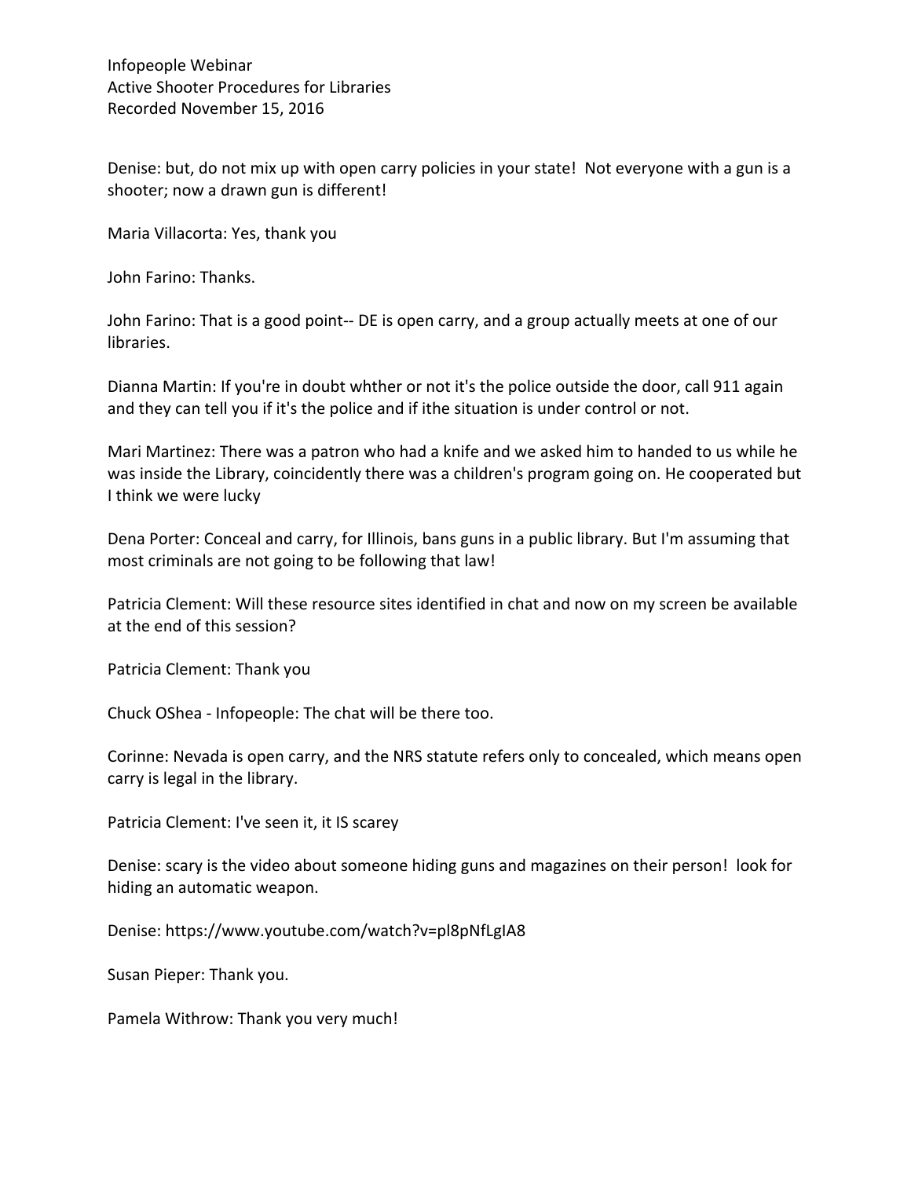Denise: but, do not mix up with open carry policies in your state! Not everyone with a gun is a shooter; now a drawn gun is different!

Maria Villacorta: Yes, thank you

John Farino: Thanks.

John Farino: That is a good point-- DE is open carry, and a group actually meets at one of our libraries.

Dianna Martin: If you're in doubt whther or not it's the police outside the door, call 911 again and they can tell you if it's the police and if ithe situation is under control or not.

Mari Martinez: There was a patron who had a knife and we asked him to handed to us while he was inside the Library, coincidently there was a children's program going on. He cooperated but I think we were lucky

Dena Porter: Conceal and carry, for Illinois, bans guns in a public library. But I'm assuming that most criminals are not going to be following that law!

Patricia Clement: Will these resource sites identified in chat and now on my screen be available at the end of this session?

Patricia Clement: Thank you

Chuck OShea - Infopeople: The chat will be there too.

Corinne: Nevada is open carry, and the NRS statute refers only to concealed, which means open carry is legal in the library.

Patricia Clement: I've seen it, it IS scarey

Denise: scary is the video about someone hiding guns and magazines on their person! look for hiding an automatic weapon.

Denise: https://www.youtube.com/watch?v=pl8pNfLgIA8

Susan Pieper: Thank you.

Pamela Withrow: Thank you very much!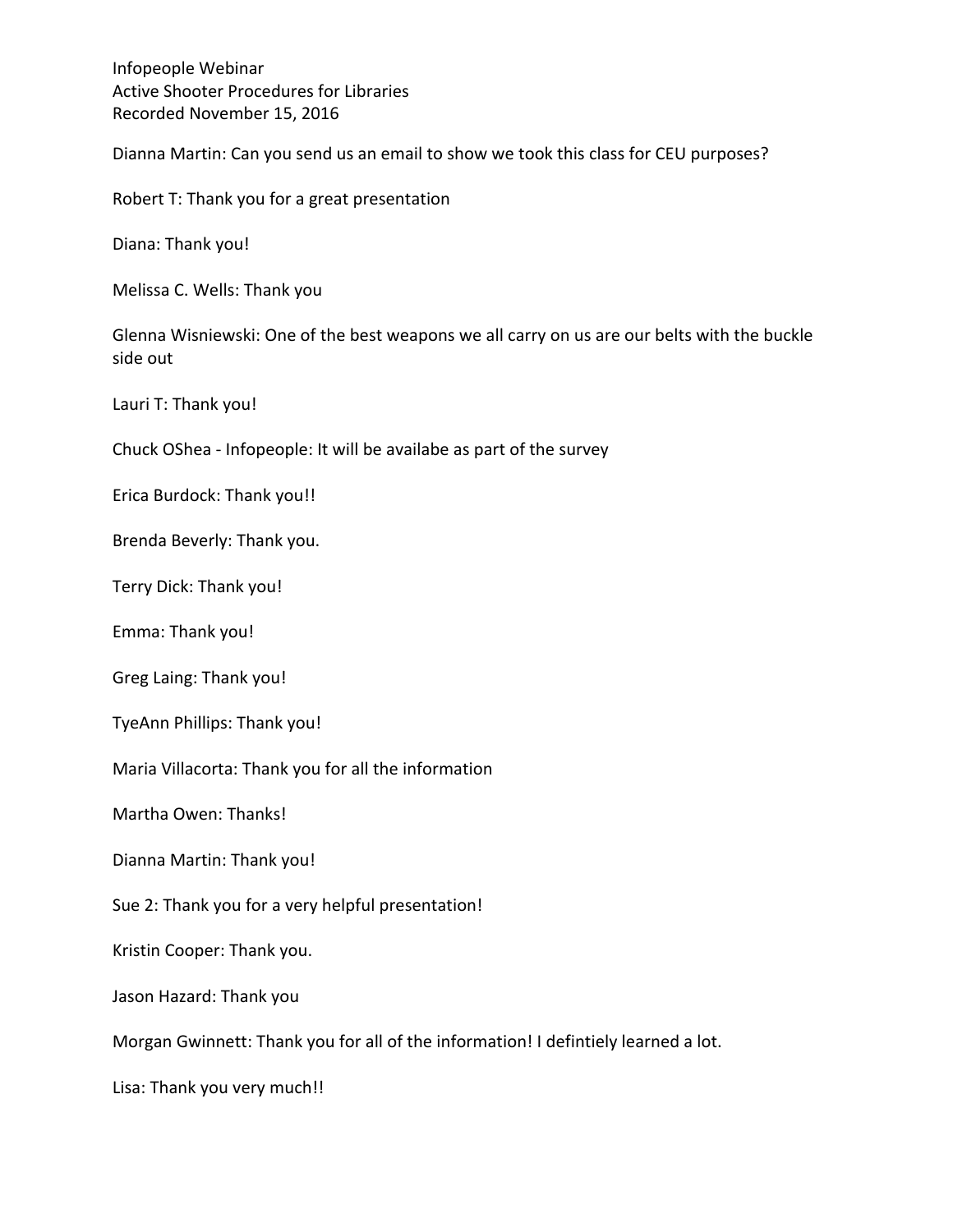Infopeople Webinar
Active Shooter Procedures for Libraries
Recorded November 15, 2016

Dianna Martin: Can you send us an email to show we took this class for CEU purposes?

Robert T: Thank you for a great presentation

Diana: Thank you!

Melissa C. Wells: Thank you

Glenna Wisniewski: One of the best weapons we all carry on us are our belts with the buckle side out

Lauri T: Thank you!

Chuck OShea - Infopeople: It will be availabe as part of the survey

Erica Burdock: Thank you!!

Brenda Beverly: Thank you.

Terry Dick: Thank you!

Emma: Thank you!

Greg Laing: Thank you!

TyeAnn Phillips: Thank you!

Maria Villacorta: Thank you for all the information

Martha Owen: Thanks!

Dianna Martin: Thank you!

Sue 2: Thank you for a very helpful presentation!

Kristin Cooper: Thank you.

Jason Hazard: Thank you

Morgan Gwinnett: Thank you for all of the information! I defintiely learned a lot.

Lisa: Thank you very much!!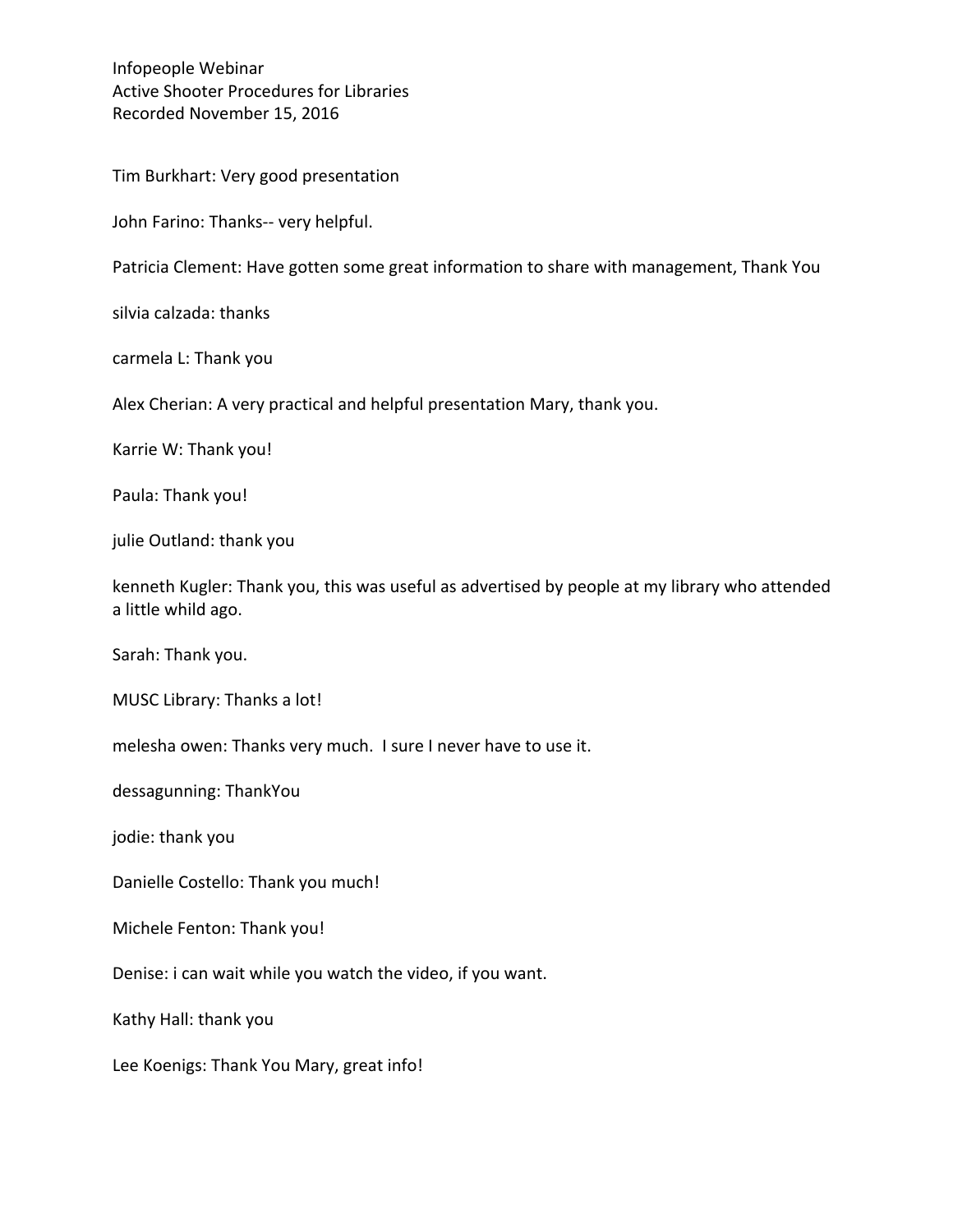Infopeople Webinar
Active Shooter Procedures for Libraries
Recorded November 15, 2016

Tim Burkhart: Very good presentation

John Farino: Thanks-- very helpful.

Patricia Clement: Have gotten some great information to share with management, Thank You

silvia calzada: thanks

carmela L: Thank you

Alex Cherian: A very practical and helpful presentation Mary, thank you.

Karrie W: Thank you!

Paula: Thank you!

julie Outland: thank you

kenneth Kugler: Thank you, this was useful as advertised by people at my library who attended a little whild ago.

Sarah: Thank you.

MUSC Library: Thanks a lot!

melesha owen: Thanks very much. I sure I never have to use it.

dessagunning: ThankYou

jodie: thank you

Danielle Costello: Thank you much!

Michele Fenton: Thank you!

Denise: i can wait while you watch the video, if you want.

Kathy Hall: thank you

Lee Koenigs: Thank You Mary, great info!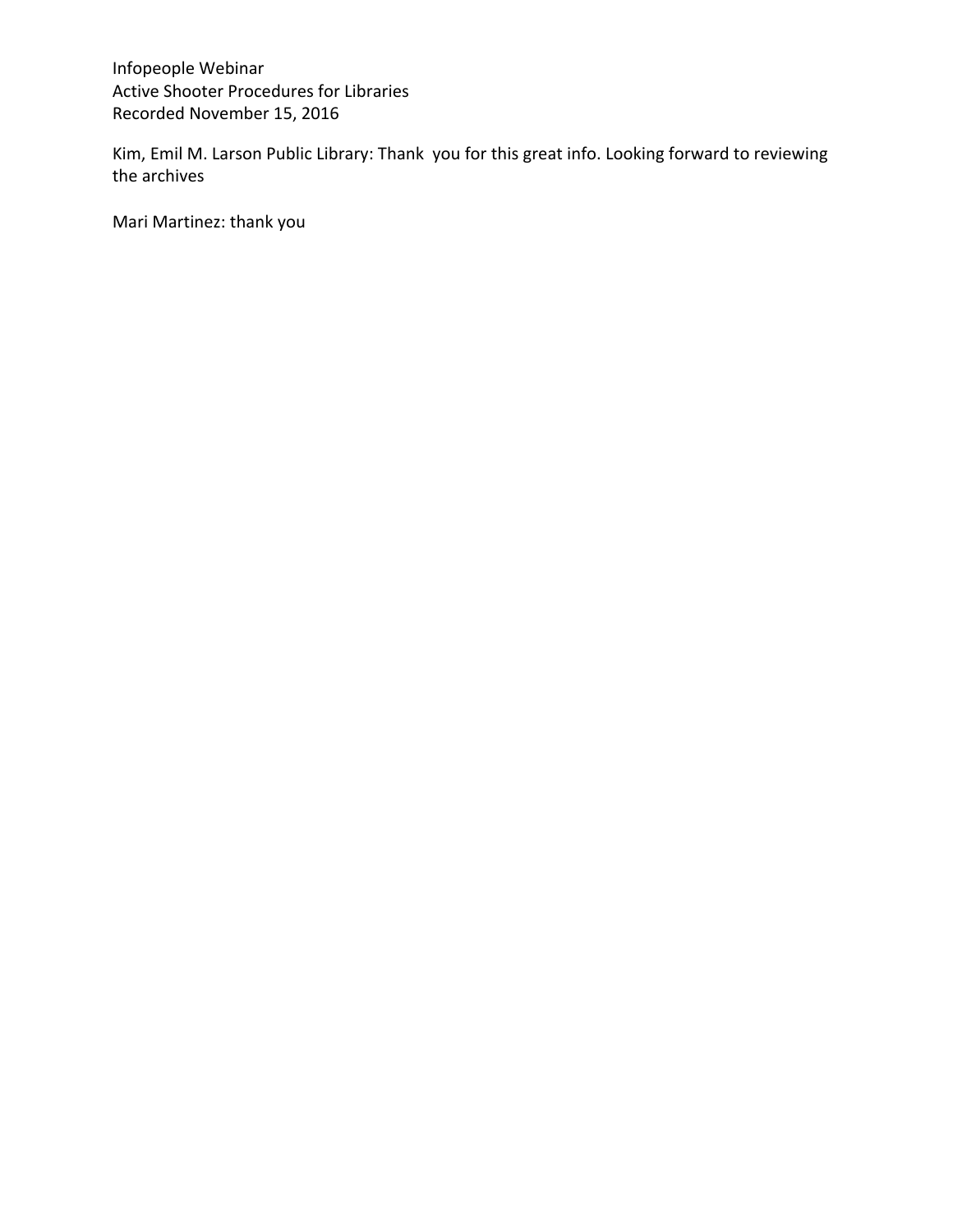Infopeople Webinar
Active Shooter Procedures for Libraries
Recorded November 15, 2016

Kim, Emil M. Larson Public Library: Thank you for this great info. Looking forward to reviewing the archives

Mari Martinez: thank you